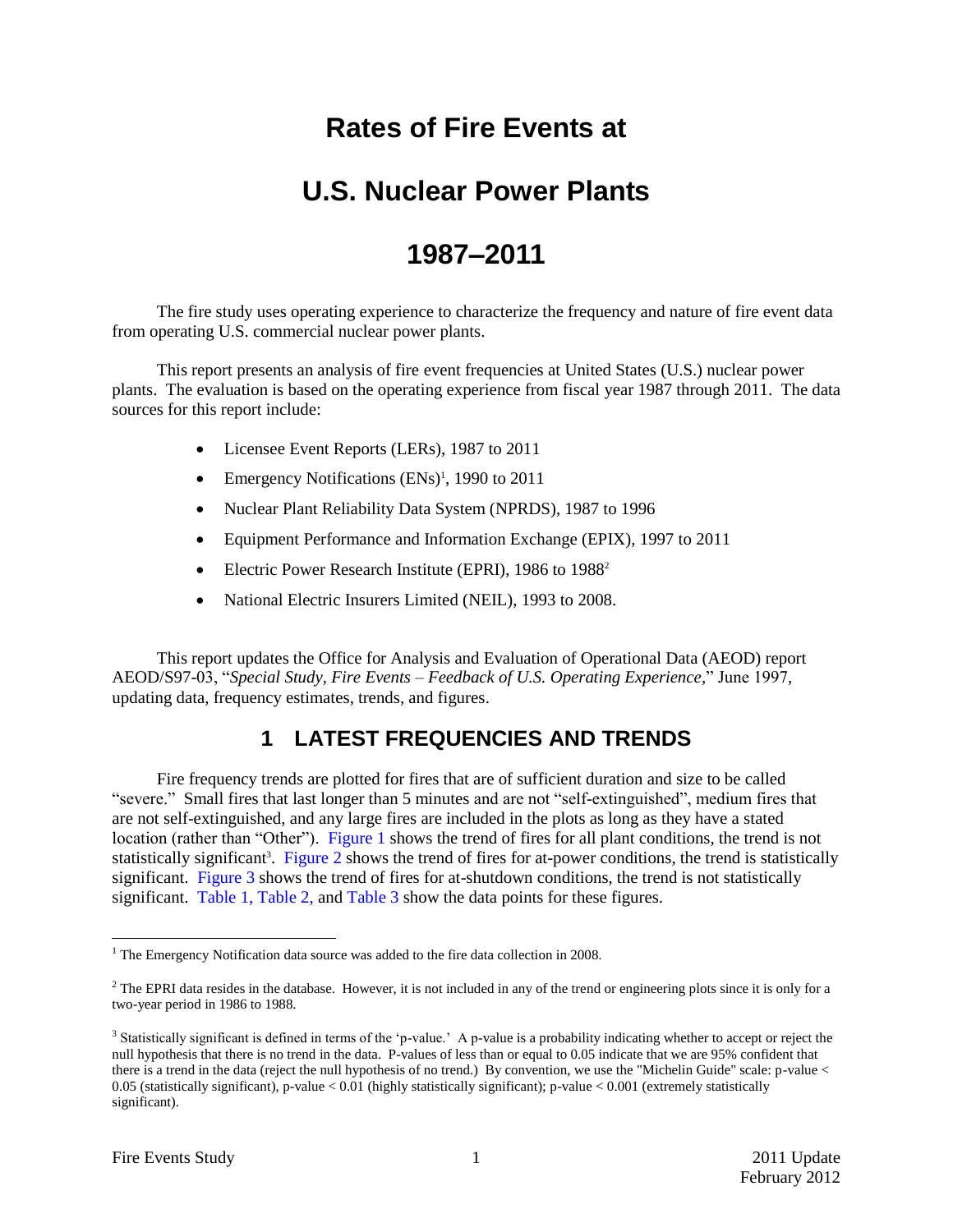# Rates of Fire Events at

# U.S. Nuclear Power Plants

# 1987–2011

The fire study uses operating experience to characterize the frequency and nature of fire event data from operating U.S. commercial nuclear power plants.

This report presents an analysis of fire event frequencies at United States (U.S.) nuclear power plants. The evaluation is based on the operating experience from fiscal year 1987 through 2011. The data sources for this report include:

- Licensee Event Reports (LERs), 1987 to 2011
- Emergency Notifications (ENs)[1], 1990 to 2011
- Nuclear Plant Reliability Data System (NPRDS), 1987 to 1996
- Equipment Performance and Information Exchange (EPIX), 1997 to 2011
- Electric Power Research Institute (EPRI), 1986 to 1988[2]
- National Electric Insurers Limited (NEIL), 1993 to 2008.

This report updates the Office for Analysis and Evaluation of Operational Data (AEOD) report AEOD/S97-03, "*Special Study, Fire Events – Feedback of U.S. Operating Experience,*" June 1997, updating data, frequency estimates, trends, and figures.

## 1 LATEST FREQUENCIES AND TRENDS

Fire frequency trends are plotted for fires that are of sufficient duration and size to be called "severe." Small fires that last longer than 5 minutes and are not "self-extinguished", medium fires that are not self-extinguished, and any large fires are included in the plots as long as they have a stated location (rather than "Other"). Figure 1 shows the trend of fires for all plant conditions, the trend is not statistically significant[3]. Figure 2 shows the trend of fires for at-power conditions, the trend is statistically significant. Figure 3 shows the trend of fires for at-shutdown conditions, the trend is not statistically significant. Table 1, Table 2, and Table 3 show the data points for these figures.

---

[1] The Emergency Notification data source was added to the fire data collection in 2008.

[2] The EPRI data resides in the database. However, it is not included in any of the trend or engineering plots since it is only for a two-year period in 1986 to 1988.

[3] Statistically significant is defined in terms of the 'p-value.' A p-value is a probability indicating whether to accept or reject the null hypothesis that there is no trend in the data. P-values of less than or equal to 0.05 indicate that we are 95% confident that there is a trend in the data (reject the null hypothesis of no trend.) By convention, we use the "Michelin Guide" scale: p-value < 0.05 (statistically significant), p-value < 0.01 (highly statistically significant); p-value < 0.001 (extremely statistically significant).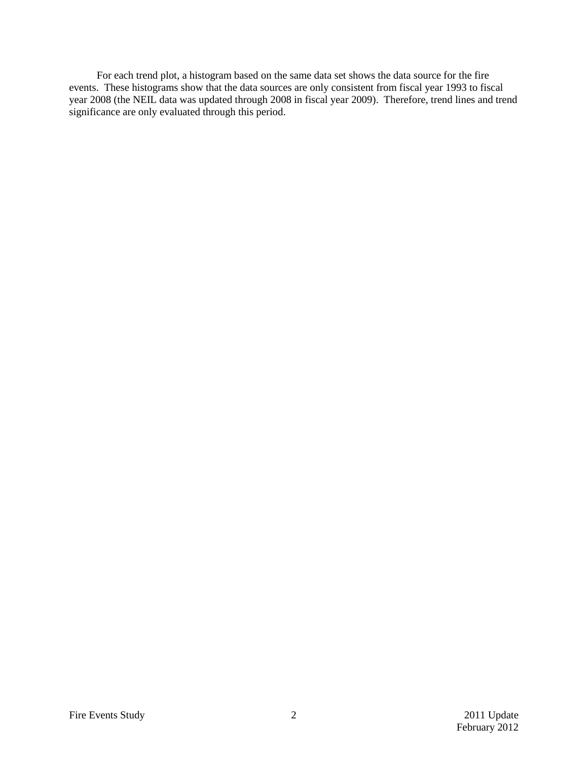For each trend plot, a histogram based on the same data set shows the data source for the fire events. These histograms show that the data sources are only consistent from fiscal year 1993 to fiscal year 2008 (the NEIL data was updated through 2008 in fiscal year 2009). Therefore, trend lines and trend significance are only evaluated through this period.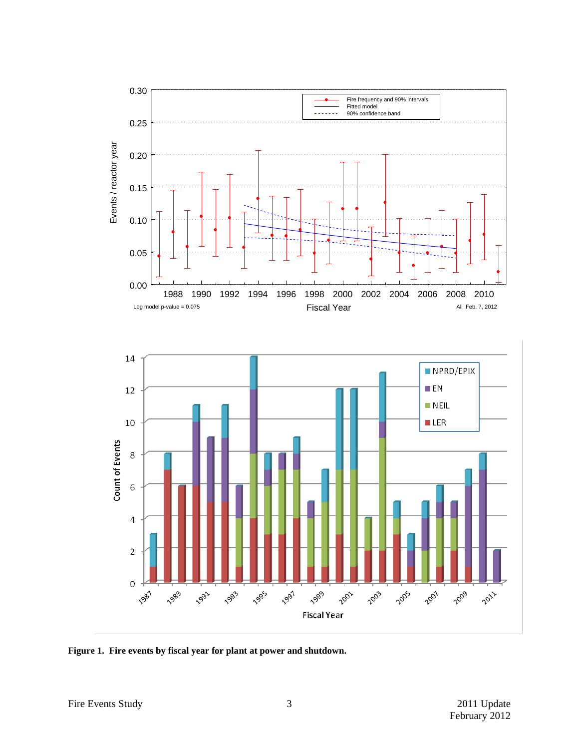**Figure 1. Fire events by fiscal year for plant at power and shutdown.**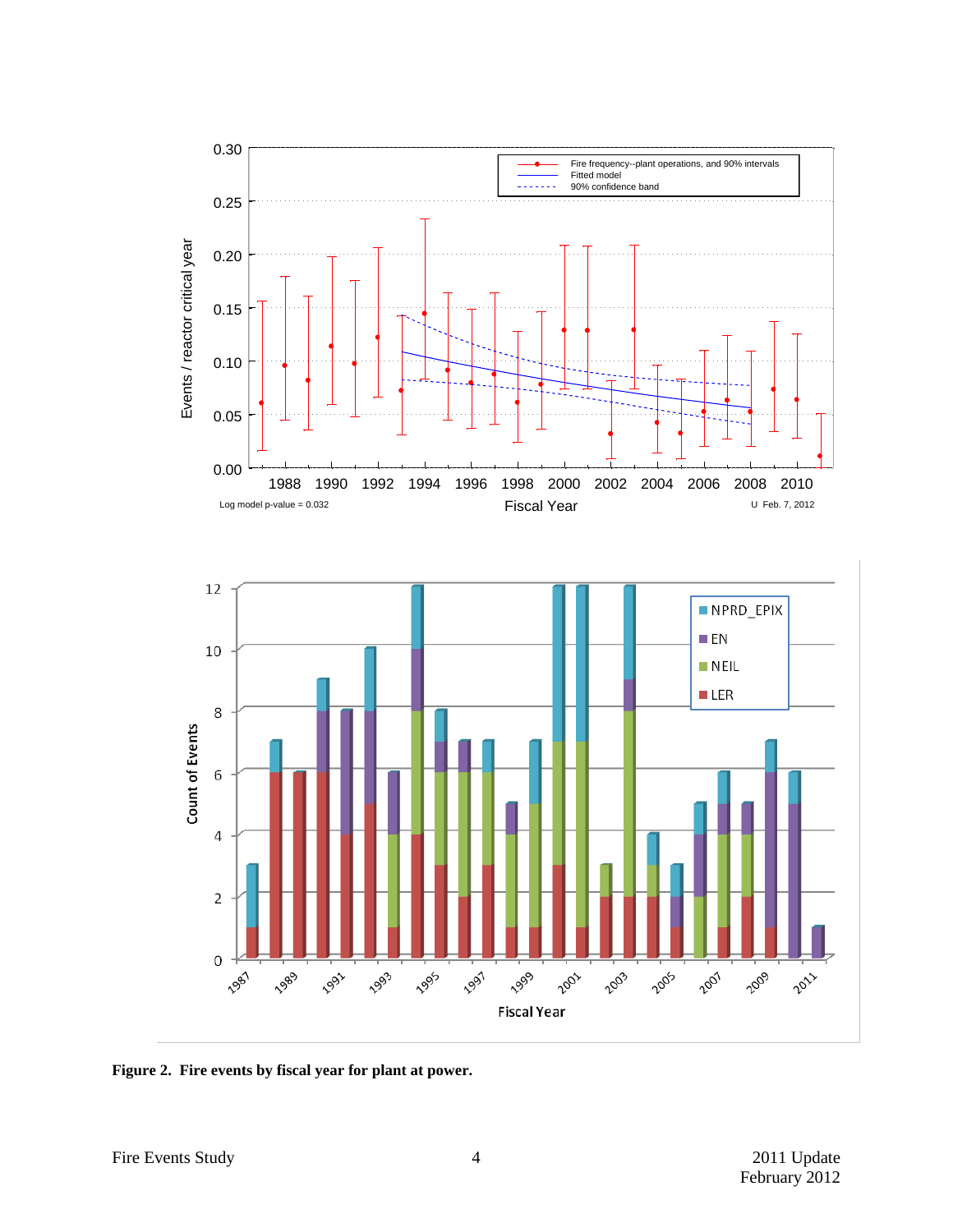Figure 2. Fire events by fiscal year for plant at power.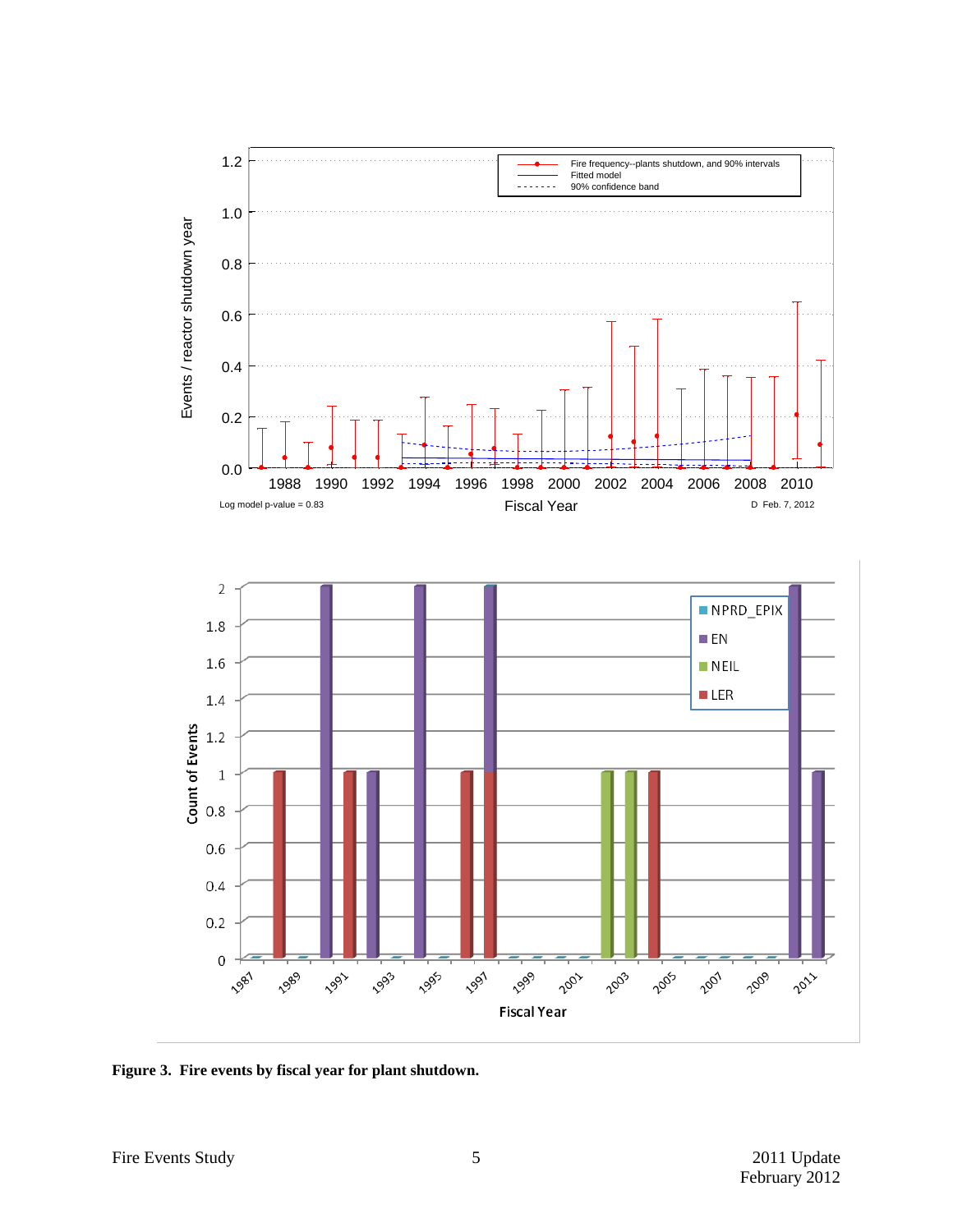Figure 3. Fire events by fiscal year for plant shutdown.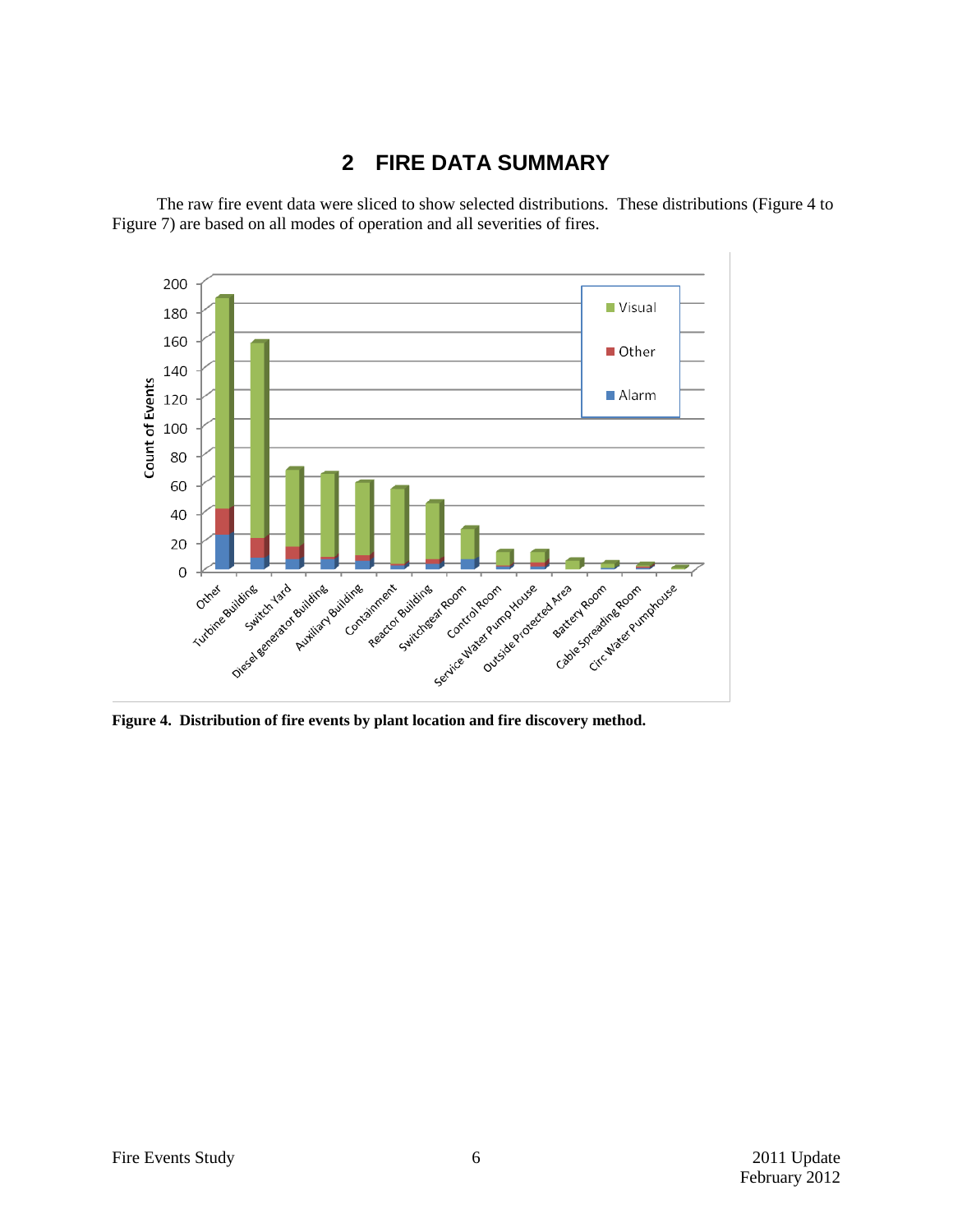# 2 FIRE DATA SUMMARY

The raw fire event data were sliced to show selected distributions. These distributions (Figure 4 to Figure 7) are based on all modes of operation and all severities of fires.

**Figure 4. Distribution of fire events by plant location and fire discovery method.**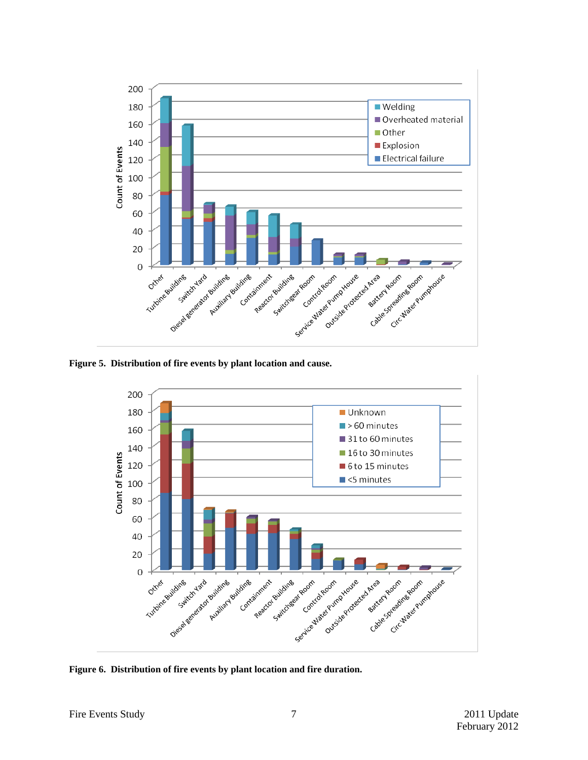Figure 5. Distribution of fire events by plant location and cause.

Figure 6. Distribution of fire events by plant location and fire duration.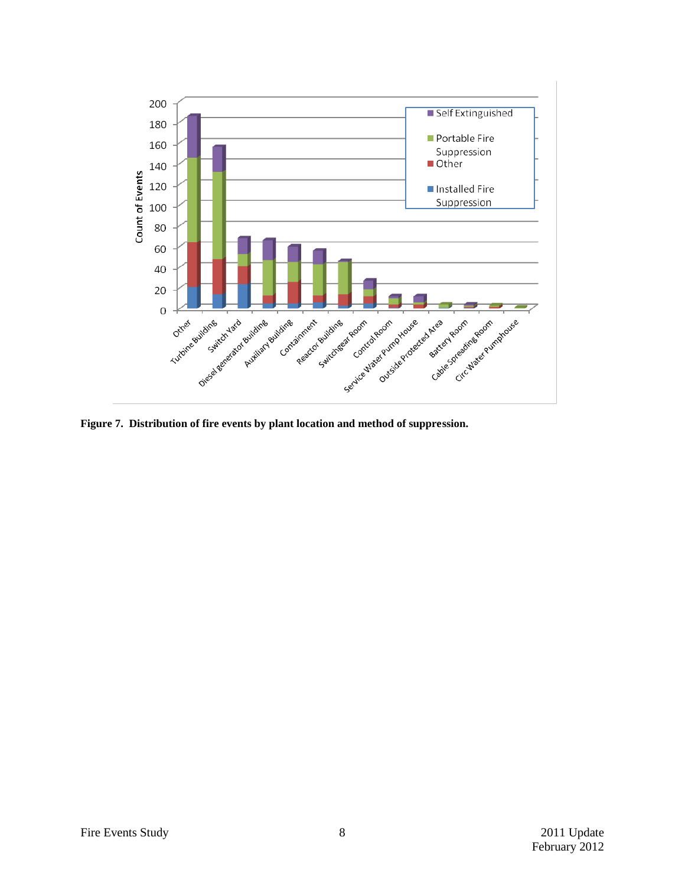**Figure 7. Distribution of fire events by plant location and method of suppression.**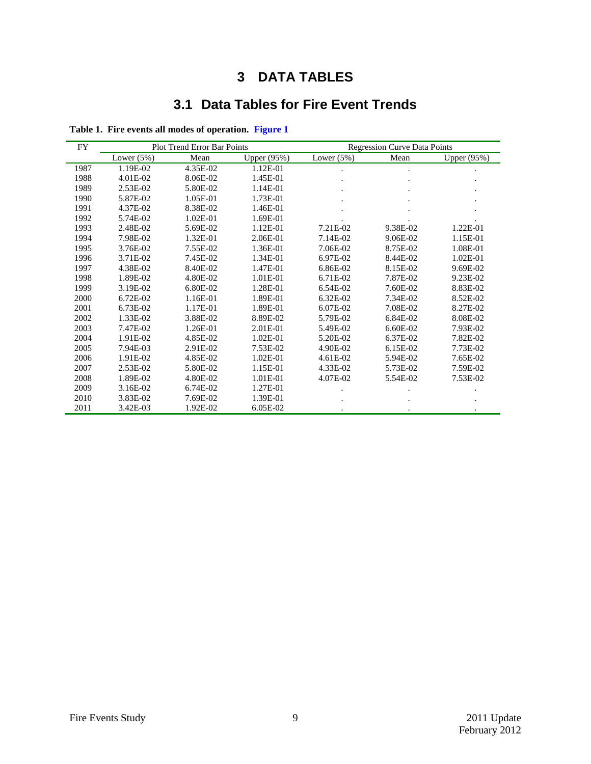# 3 DATA TABLES

## 3.1 Data Tables for Fire Event Trends

**Table 1. Fire events all modes of operation. Figure 1**

| FY | Plot Trend Error Bar Points | | | Regression Curve Data Points | | |
|---|---|---|---|---|---|---|
| | Lower (5%) | Mean | Upper (95%) | Lower (5%) | Mean | Upper (95%) |
| 1987 | 1.19E-02 | 4.35E-02 | 1.12E-01 | . | . | . |
| 1988 | 4.01E-02 | 8.06E-02 | 1.45E-01 | . | . | . |
| 1989 | 2.53E-02 | 5.80E-02 | 1.14E-01 | . | . | . |
| 1990 | 5.87E-02 | 1.05E-01 | 1.73E-01 | . | . | . |
| 1991 | 4.37E-02 | 8.38E-02 | 1.46E-01 | . | . | . |
| 1992 | 5.74E-02 | 1.02E-01 | 1.69E-01 | . | . | . |
| 1993 | 2.48E-02 | 5.69E-02 | 1.12E-01 | 7.21E-02 | 9.38E-02 | 1.22E-01 |
| 1994 | 7.98E-02 | 1.32E-01 | 2.06E-01 | 7.14E-02 | 9.06E-02 | 1.15E-01 |
| 1995 | 3.76E-02 | 7.55E-02 | 1.36E-01 | 7.06E-02 | 8.75E-02 | 1.08E-01 |
| 1996 | 3.71E-02 | 7.45E-02 | 1.34E-01 | 6.97E-02 | 8.44E-02 | 1.02E-01 |
| 1997 | 4.38E-02 | 8.40E-02 | 1.47E-01 | 6.86E-02 | 8.15E-02 | 9.69E-02 |
| 1998 | 1.89E-02 | 4.80E-02 | 1.01E-01 | 6.71E-02 | 7.87E-02 | 9.23E-02 |
| 1999 | 3.19E-02 | 6.80E-02 | 1.28E-01 | 6.54E-02 | 7.60E-02 | 8.83E-02 |
| 2000 | 6.72E-02 | 1.16E-01 | 1.89E-01 | 6.32E-02 | 7.34E-02 | 8.52E-02 |
| 2001 | 6.73E-02 | 1.17E-01 | 1.89E-01 | 6.07E-02 | 7.08E-02 | 8.27E-02 |
| 2002 | 1.33E-02 | 3.88E-02 | 8.89E-02 | 5.79E-02 | 6.84E-02 | 8.08E-02 |
| 2003 | 7.47E-02 | 1.26E-01 | 2.01E-01 | 5.49E-02 | 6.60E-02 | 7.93E-02 |
| 2004 | 1.91E-02 | 4.85E-02 | 1.02E-01 | 5.20E-02 | 6.37E-02 | 7.82E-02 |
| 2005 | 7.94E-03 | 2.91E-02 | 7.53E-02 | 4.90E-02 | 6.15E-02 | 7.73E-02 |
| 2006 | 1.91E-02 | 4.85E-02 | 1.02E-01 | 4.61E-02 | 5.94E-02 | 7.65E-02 |
| 2007 | 2.53E-02 | 5.80E-02 | 1.15E-01 | 4.33E-02 | 5.73E-02 | 7.59E-02 |
| 2008 | 1.89E-02 | 4.80E-02 | 1.01E-01 | 4.07E-02 | 5.54E-02 | 7.53E-02 |
| 2009 | 3.16E-02 | 6.74E-02 | 1.27E-01 | . | . | . |
| 2010 | 3.83E-02 | 7.69E-02 | 1.39E-01 | . | . | . |
| 2011 | 3.42E-03 | 1.92E-02 | 6.05E-02 | . | . | . |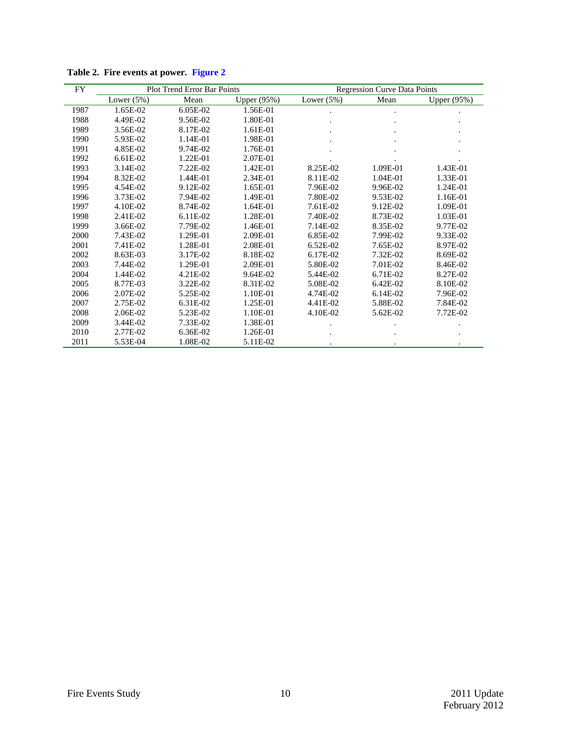**Table 2. Fire events at power. Figure 2**

| FY | Plot Trend Error Bar Points | | | Regression Curve Data Points | | |
|---|---|---|---|---|---|---|
| | Lower (5%) | Mean | Upper (95%) | Lower (5%) | Mean | Upper (95%) |
| 1987 | 1.65E-02 | 6.05E-02 | 1.56E-01 | . | . | . |
| 1988 | 4.49E-02 | 9.56E-02 | 1.80E-01 | . | . | . |
| 1989 | 3.56E-02 | 8.17E-02 | 1.61E-01 | . | . | . |
| 1990 | 5.93E-02 | 1.14E-01 | 1.98E-01 | . | . | . |
| 1991 | 4.85E-02 | 9.74E-02 | 1.76E-01 | . | . | . |
| 1992 | 6.61E-02 | 1.22E-01 | 2.07E-01 | . | . | . |
| 1993 | 3.14E-02 | 7.22E-02 | 1.42E-01 | 8.25E-02 | 1.09E-01 | 1.43E-01 |
| 1994 | 8.32E-02 | 1.44E-01 | 2.34E-01 | 8.11E-02 | 1.04E-01 | 1.33E-01 |
| 1995 | 4.54E-02 | 9.12E-02 | 1.65E-01 | 7.96E-02 | 9.96E-02 | 1.24E-01 |
| 1996 | 3.73E-02 | 7.94E-02 | 1.49E-01 | 7.80E-02 | 9.53E-02 | 1.16E-01 |
| 1997 | 4.10E-02 | 8.74E-02 | 1.64E-01 | 7.61E-02 | 9.12E-02 | 1.09E-01 |
| 1998 | 2.41E-02 | 6.11E-02 | 1.28E-01 | 7.40E-02 | 8.73E-02 | 1.03E-01 |
| 1999 | 3.66E-02 | 7.79E-02 | 1.46E-01 | 7.14E-02 | 8.35E-02 | 9.77E-02 |
| 2000 | 7.43E-02 | 1.29E-01 | 2.09E-01 | 6.85E-02 | 7.99E-02 | 9.33E-02 |
| 2001 | 7.41E-02 | 1.28E-01 | 2.08E-01 | 6.52E-02 | 7.65E-02 | 8.97E-02 |
| 2002 | 8.63E-03 | 3.17E-02 | 8.18E-02 | 6.17E-02 | 7.32E-02 | 8.69E-02 |
| 2003 | 7.44E-02 | 1.29E-01 | 2.09E-01 | 5.80E-02 | 7.01E-02 | 8.46E-02 |
| 2004 | 1.44E-02 | 4.21E-02 | 9.64E-02 | 5.44E-02 | 6.71E-02 | 8.27E-02 |
| 2005 | 8.77E-03 | 3.22E-02 | 8.31E-02 | 5.08E-02 | 6.42E-02 | 8.10E-02 |
| 2006 | 2.07E-02 | 5.25E-02 | 1.10E-01 | 4.74E-02 | 6.14E-02 | 7.96E-02 |
| 2007 | 2.75E-02 | 6.31E-02 | 1.25E-01 | 4.41E-02 | 5.88E-02 | 7.84E-02 |
| 2008 | 2.06E-02 | 5.23E-02 | 1.10E-01 | 4.10E-02 | 5.62E-02 | 7.72E-02 |
| 2009 | 3.44E-02 | 7.33E-02 | 1.38E-01 | . | . | . |
| 2010 | 2.77E-02 | 6.36E-02 | 1.26E-01 | . | . | . |
| 2011 | 5.53E-04 | 1.08E-02 | 5.11E-02 | . | . | . |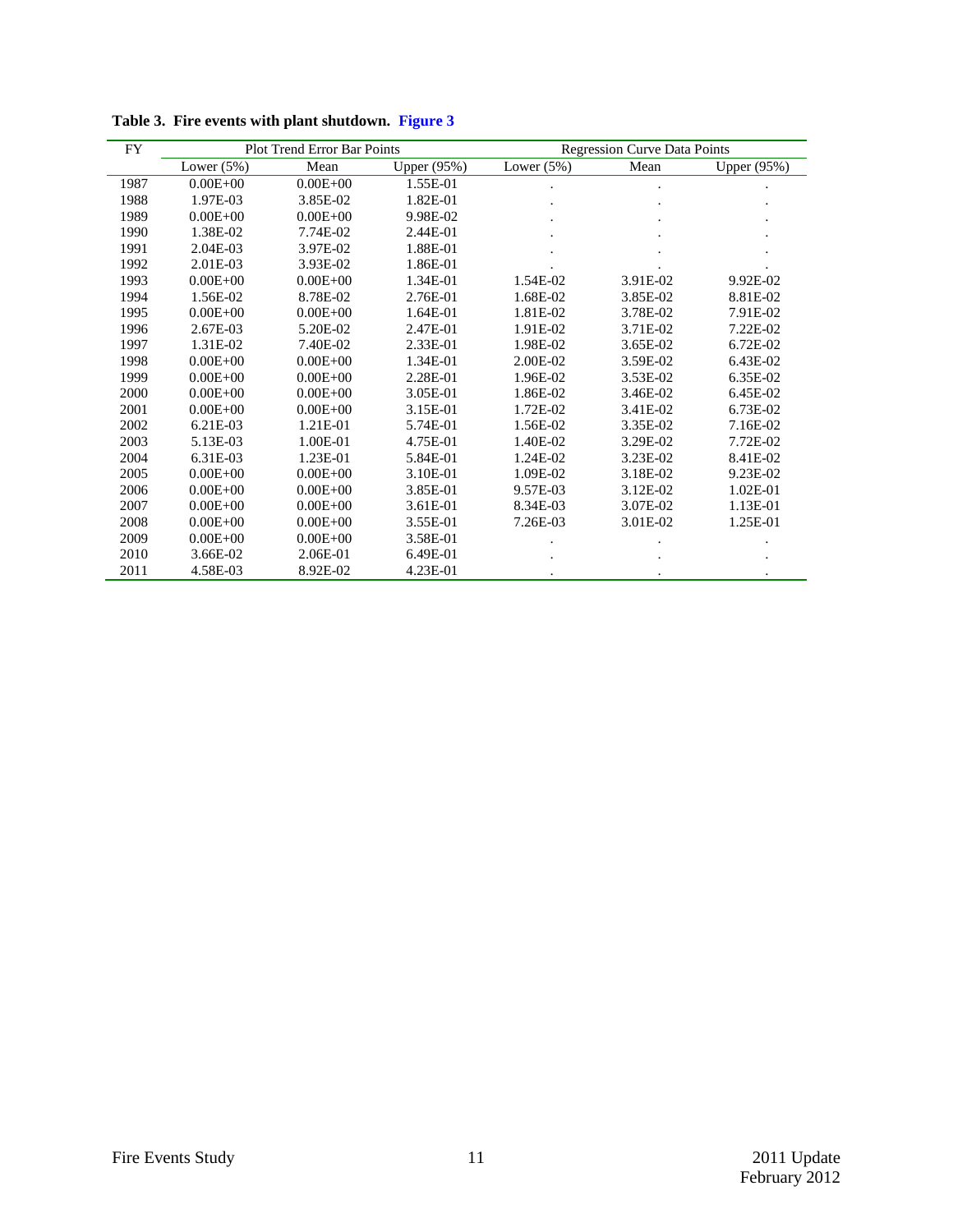**Table 3. Fire events with plant shutdown. Figure 3**

| FY | Plot Trend Error Bar Points | | | Regression Curve Data Points | | |
|---|---|---|---|---|---|---|
| | Lower (5%) | Mean | Upper (95%) | Lower (5%) | Mean | Upper (95%) |
| 1987 | 0.00E+00 | 0.00E+00 | 1.55E-01 | . | . | . |
| 1988 | 1.97E-03 | 3.85E-02 | 1.82E-01 | . | . | . |
| 1989 | 0.00E+00 | 0.00E+00 | 9.98E-02 | . | . | . |
| 1990 | 1.38E-02 | 7.74E-02 | 2.44E-01 | . | . | . |
| 1991 | 2.04E-03 | 3.97E-02 | 1.88E-01 | . | . | . |
| 1992 | 2.01E-03 | 3.93E-02 | 1.86E-01 | . | . | . |
| 1993 | 0.00E+00 | 0.00E+00 | 1.34E-01 | 1.54E-02 | 3.91E-02 | 9.92E-02 |
| 1994 | 1.56E-02 | 8.78E-02 | 2.76E-01 | 1.68E-02 | 3.85E-02 | 8.81E-02 |
| 1995 | 0.00E+00 | 0.00E+00 | 1.64E-01 | 1.81E-02 | 3.78E-02 | 7.91E-02 |
| 1996 | 2.67E-03 | 5.20E-02 | 2.47E-01 | 1.91E-02 | 3.71E-02 | 7.22E-02 |
| 1997 | 1.31E-02 | 7.40E-02 | 2.33E-01 | 1.98E-02 | 3.65E-02 | 6.72E-02 |
| 1998 | 0.00E+00 | 0.00E+00 | 1.34E-01 | 2.00E-02 | 3.59E-02 | 6.43E-02 |
| 1999 | 0.00E+00 | 0.00E+00 | 2.28E-01 | 1.96E-02 | 3.53E-02 | 6.35E-02 |
| 2000 | 0.00E+00 | 0.00E+00 | 3.05E-01 | 1.86E-02 | 3.46E-02 | 6.45E-02 |
| 2001 | 0.00E+00 | 0.00E+00 | 3.15E-01 | 1.72E-02 | 3.41E-02 | 6.73E-02 |
| 2002 | 6.21E-03 | 1.21E-01 | 5.74E-01 | 1.56E-02 | 3.35E-02 | 7.16E-02 |
| 2003 | 5.13E-03 | 1.00E-01 | 4.75E-01 | 1.40E-02 | 3.29E-02 | 7.72E-02 |
| 2004 | 6.31E-03 | 1.23E-01 | 5.84E-01 | 1.24E-02 | 3.23E-02 | 8.41E-02 |
| 2005 | 0.00E+00 | 0.00E+00 | 3.10E-01 | 1.09E-02 | 3.18E-02 | 9.23E-02 |
| 2006 | 0.00E+00 | 0.00E+00 | 3.85E-01 | 9.57E-03 | 3.12E-02 | 1.02E-01 |
| 2007 | 0.00E+00 | 0.00E+00 | 3.61E-01 | 8.34E-03 | 3.07E-02 | 1.13E-01 |
| 2008 | 0.00E+00 | 0.00E+00 | 3.55E-01 | 7.26E-03 | 3.01E-02 | 1.25E-01 |
| 2009 | 0.00E+00 | 0.00E+00 | 3.58E-01 | . | . | . |
| 2010 | 3.66E-02 | 2.06E-01 | 6.49E-01 | . | . | . |
| 2011 | 4.58E-03 | 8.92E-02 | 4.23E-01 | . | . | . |